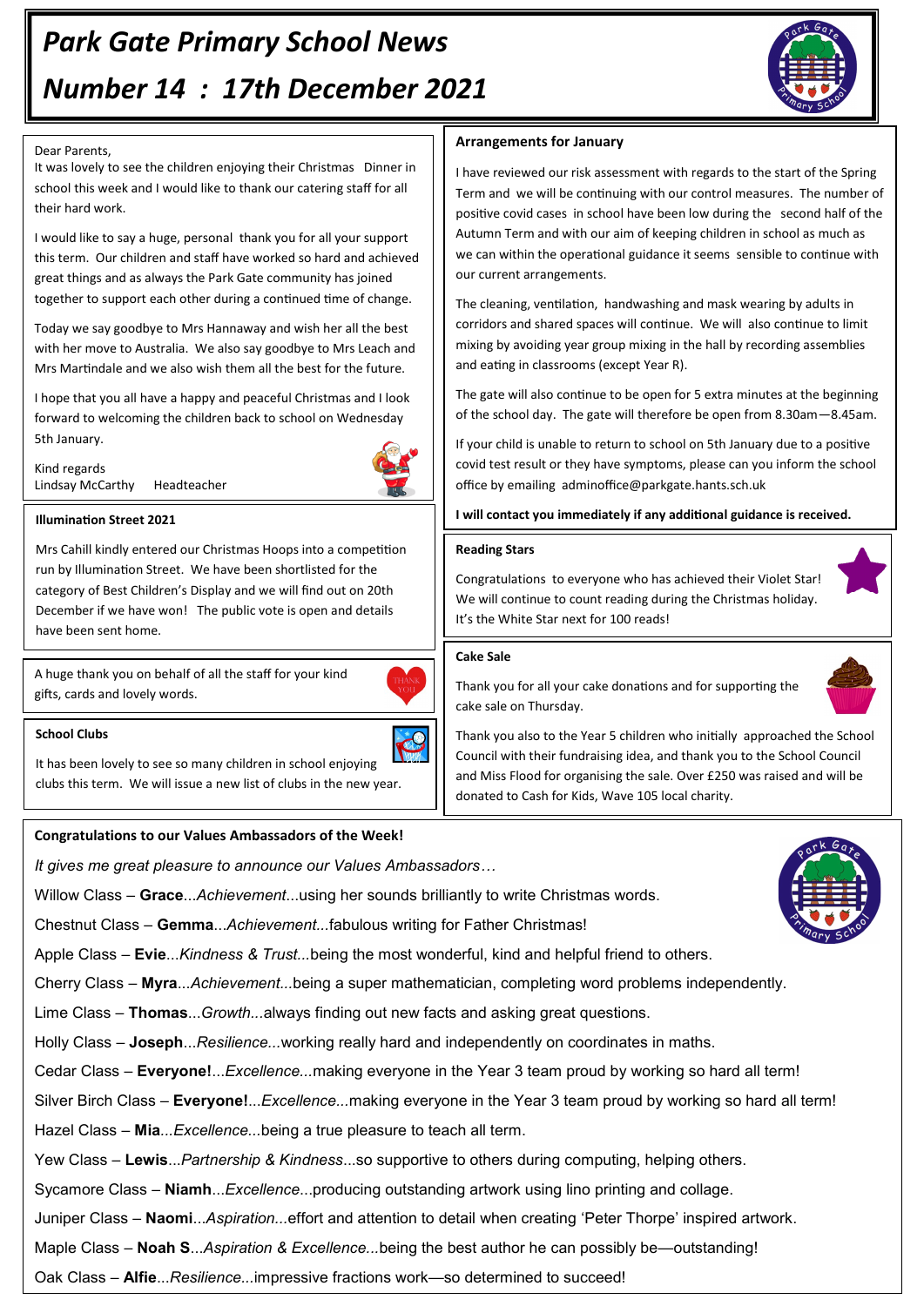# Park Gate Primary School News

# Number 14 : 17th December 2021

Dear Parents,

It was lovely to see the children enjoying their Christmas Dinner in school this week and I would like to thank our catering staff for all their hard work.

I would like to say a huge, personal thank you for all your support this term. Our children and staff have worked so hard and achieved great things and as always the Park Gate community has joined together to support each other during a continued time of change.

Today we say goodbye to Mrs Hannaway and wish her all the best with her move to Australia. We also say goodbye to Mrs Leach and Mrs Martindale and we also wish them all the best for the future.

I hope that you all have a happy and peaceful Christmas and I look forward to welcoming the children back to school on Wednesday 5th January.

Kind regards
Lindsay McCarthy Headteacher

### Illumination Street 2021

Mrs Cahill kindly entered our Christmas Hoops into a competition run by Illumination Street. We have been shortlisted for the category of Best Children's Display and we will find out on 20th December if we have won! The public vote is open and details have been sent home.

A huge thank you on behalf of all the staff for your kind gifts, cards and lovely words.

### School Clubs

It has been lovely to see so many children in school enjoying clubs this term. We will issue a new list of clubs in the new year.

### Arrangements for January

I have reviewed our risk assessment with regards to the start of the Spring Term and we will be continuing with our control measures. The number of positive covid cases in school have been low during the second half of the Autumn Term and with our aim of keeping children in school as much as we can within the operational guidance it seems sensible to continue with our current arrangements.

The cleaning, ventilation, handwashing and mask wearing by adults in corridors and shared spaces will continue. We will also continue to limit mixing by avoiding year group mixing in the hall by recording assemblies and eating in classrooms (except Year R).

The gate will also continue to be open for 5 extra minutes at the beginning of the school day. The gate will therefore be open from 8.30am—8.45am.

If your child is unable to return to school on 5th January due to a positive covid test result or they have symptoms, please can you inform the school office by emailing adminoffice@parkgate.hants.sch.uk

**I will contact you immediately if any additional guidance is received.**

### Reading Stars

Congratulations to everyone who has achieved their Violet Star! We will continue to count reading during the Christmas holiday. It's the White Star next for 100 reads!

### Cake Sale

Thank you for all your cake donations and for supporting the cake sale on Thursday.

Thank you also to the Year 5 children who initially approached the School Council with their fundraising idea, and thank you to the School Council and Miss Flood for organising the sale. Over £250 was raised and will be donated to Cash for Kids, Wave 105 local charity.

### Congratulations to our Values Ambassadors of the Week!

*It gives me great pleasure to announce our Values Ambassadors…*

Willow Class – **Grace**...*Achievement*...using her sounds brilliantly to write Christmas words.

Chestnut Class – **Gemma**...*Achievement...*fabulous writing for Father Christmas!

Apple Class – **Evie**...*Kindness & Trust...*being the most wonderful, kind and helpful friend to others.

Cherry Class – **Myra**...*Achievement...*being a super mathematician, completing word problems independently.

Lime Class – **Thomas**...*Growth...*always finding out new facts and asking great questions.

Holly Class – **Joseph**...*Resilience...*working really hard and independently on coordinates in maths.

Cedar Class – **Everyone!**...*Excellence...*making everyone in the Year 3 team proud by working so hard all term!

Silver Birch Class – **Everyone!**...*Excellence...*making everyone in the Year 3 team proud by working so hard all term!

Hazel Class – **Mia**...*Excellence...*being a true pleasure to teach all term.

Yew Class – **Lewis**...*Partnership & Kindness*...so supportive to others during computing, helping others.

Sycamore Class – **Niamh**...*Excellence*...producing outstanding artwork using lino printing and collage.

Juniper Class – **Naomi**...*Aspiration...*effort and attention to detail when creating 'Peter Thorpe' inspired artwork.

Maple Class – **Noah S**...*Aspiration & Excellence...*being the best author he can possibly be—outstanding!

Oak Class – **Alfie**...*Resilience...*impressive fractions work—so determined to succeed!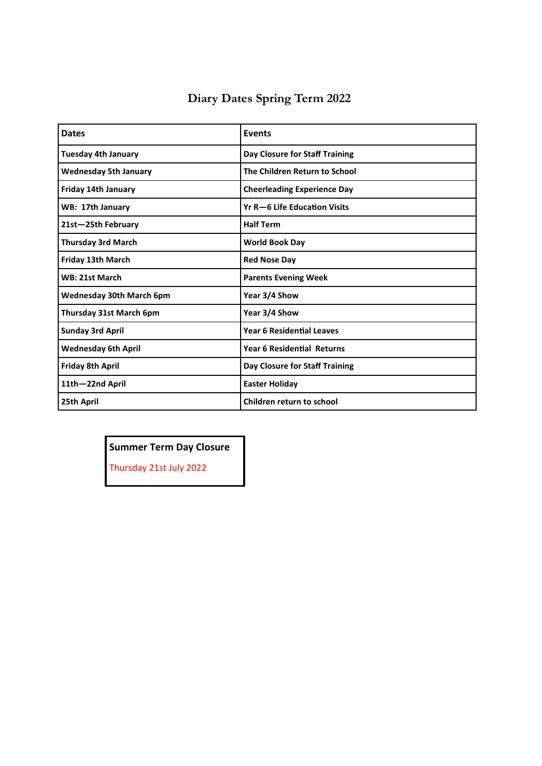# Diary Dates Spring Term 2022

| Dates | Events |
|---|---|
| Tuesday 4th January | Day Closure for Staff Training |
| Wednesday 5th January | The Children Return to School |
| Friday 14th January | Cheerleading Experience Day |
| WB:  17th January | Yr R—6 Life Education Visits |
| 21st—25th February | Half Term |
| Thursday 3rd March | World Book Day |
| Friday 13th March | Red Nose Day |
| WB: 21st March | Parents Evening Week |
| Wednesday 30th March 6pm | Year 3/4 Show |
| Thursday 31st March 6pm | Year 3/4 Show |
| Sunday 3rd April | Year 6 Residential Leaves |
| Wednesday 6th April | Year 6 Residential  Returns |
| Friday 8th April | Day Closure for Staff Training |
| 11th—22nd April | Easter Holiday |
| 25th April | Children return to school |

**Summer Term Day Closure**

Thursday 21st July 2022